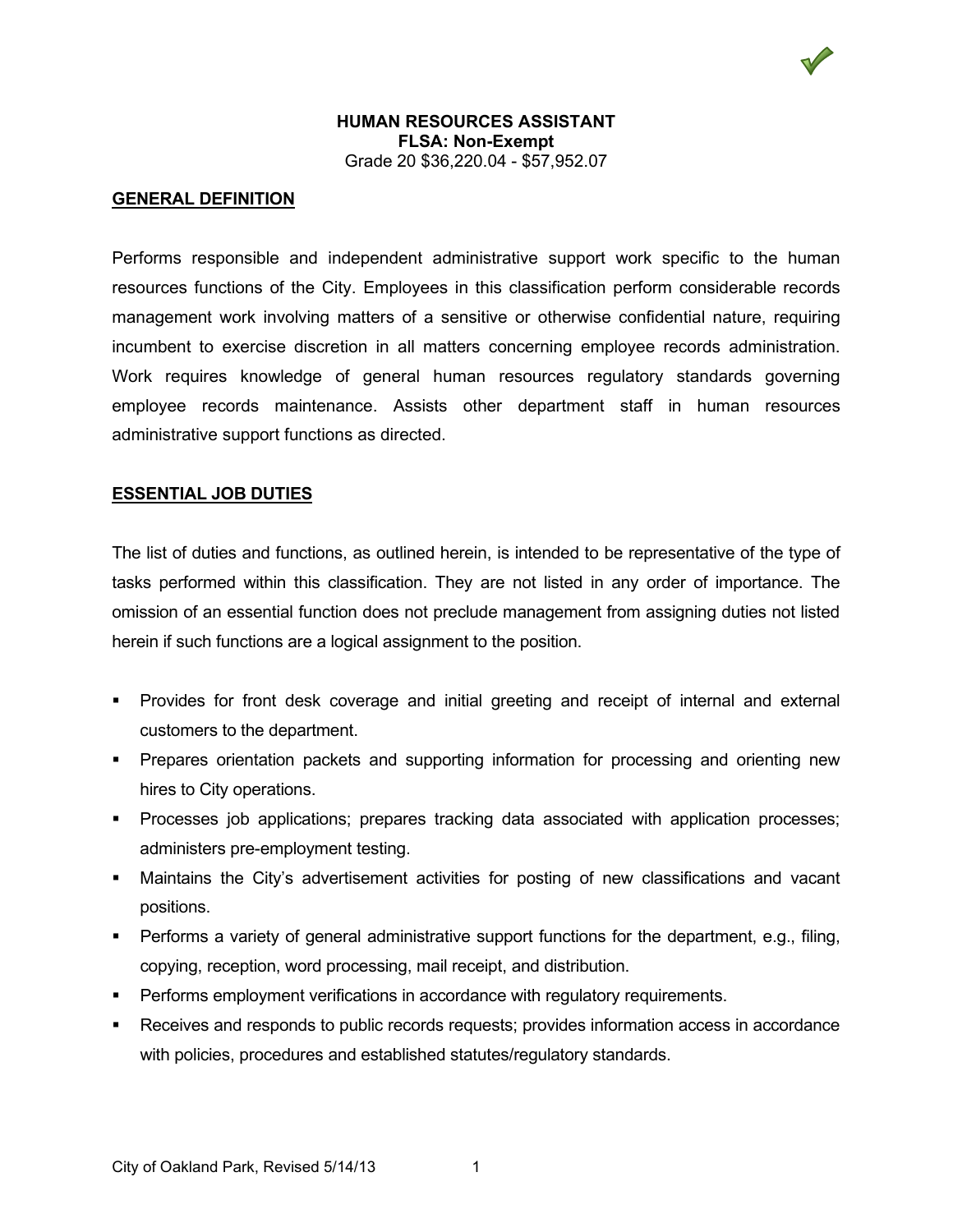# HUMAN RESOURCES ASSISTANT

**FLSA: Non-Exempt**

Grade 20 $36,220.04 - $57,952.07

## GENERAL DEFINITION

Performs responsible and independent administrative support work specific to the human resources functions of the City. Employees in this classification perform considerable records management work involving matters of a sensitive or otherwise confidential nature, requiring incumbent to exercise discretion in all matters concerning employee records administration. Work requires knowledge of general human resources regulatory standards governing employee records maintenance. Assists other department staff in human resources administrative support functions as directed.

## ESSENTIAL JOB DUTIES

The list of duties and functions, as outlined herein, is intended to be representative of the type of tasks performed within this classification. They are not listed in any order of importance. The omission of an essential function does not preclude management from assigning duties not listed herein if such functions are a logical assignment to the position.

- Provides for front desk coverage and initial greeting and receipt of internal and external customers to the department.
- Prepares orientation packets and supporting information for processing and orienting new hires to City operations.
- Processes job applications; prepares tracking data associated with application processes; administers pre-employment testing.
- Maintains the City's advertisement activities for posting of new classifications and vacant positions.
- Performs a variety of general administrative support functions for the department, e.g., filing, copying, reception, word processing, mail receipt, and distribution.
- Performs employment verifications in accordance with regulatory requirements.
- Receives and responds to public records requests; provides information access in accordance with policies, procedures and established statutes/regulatory standards.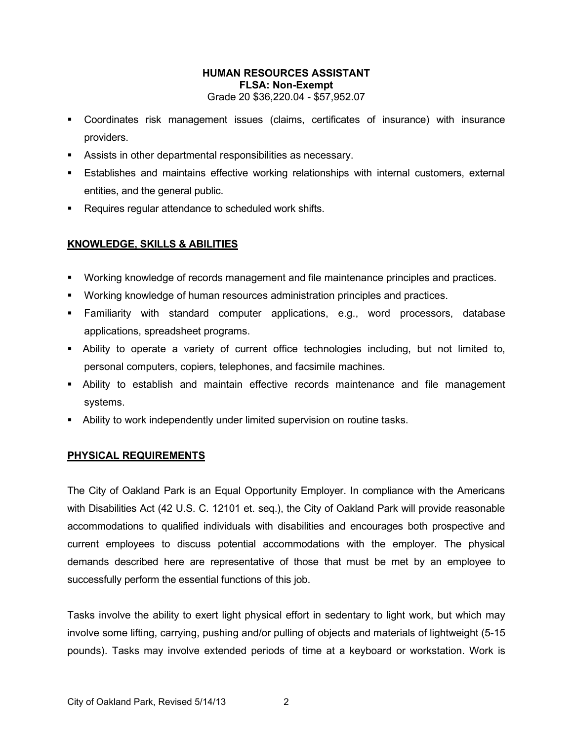**HUMAN RESOURCES ASSISTANT**
**FLSA: Non-Exempt**
Grade 20 $36,220.04 - $57,952.07

- Coordinates risk management issues (claims, certificates of insurance) with insurance providers.
- Assists in other departmental responsibilities as necessary.
- Establishes and maintains effective working relationships with internal customers, external entities, and the general public.
- Requires regular attendance to scheduled work shifts.

## KNOWLEDGE, SKILLS & ABILITIES

- Working knowledge of records management and file maintenance principles and practices.
- Working knowledge of human resources administration principles and practices.
- Familiarity with standard computer applications, e.g., word processors, database applications, spreadsheet programs.
- Ability to operate a variety of current office technologies including, but not limited to, personal computers, copiers, telephones, and facsimile machines.
- Ability to establish and maintain effective records maintenance and file management systems.
- Ability to work independently under limited supervision on routine tasks.

## PHYSICAL REQUIREMENTS

The City of Oakland Park is an Equal Opportunity Employer. In compliance with the Americans with Disabilities Act (42 U.S. C. 12101 et. seq.), the City of Oakland Park will provide reasonable accommodations to qualified individuals with disabilities and encourages both prospective and current employees to discuss potential accommodations with the employer. The physical demands described here are representative of those that must be met by an employee to successfully perform the essential functions of this job.

Tasks involve the ability to exert light physical effort in sedentary to light work, but which may involve some lifting, carrying, pushing and/or pulling of objects and materials of lightweight (5-15 pounds). Tasks may involve extended periods of time at a keyboard or workstation. Work is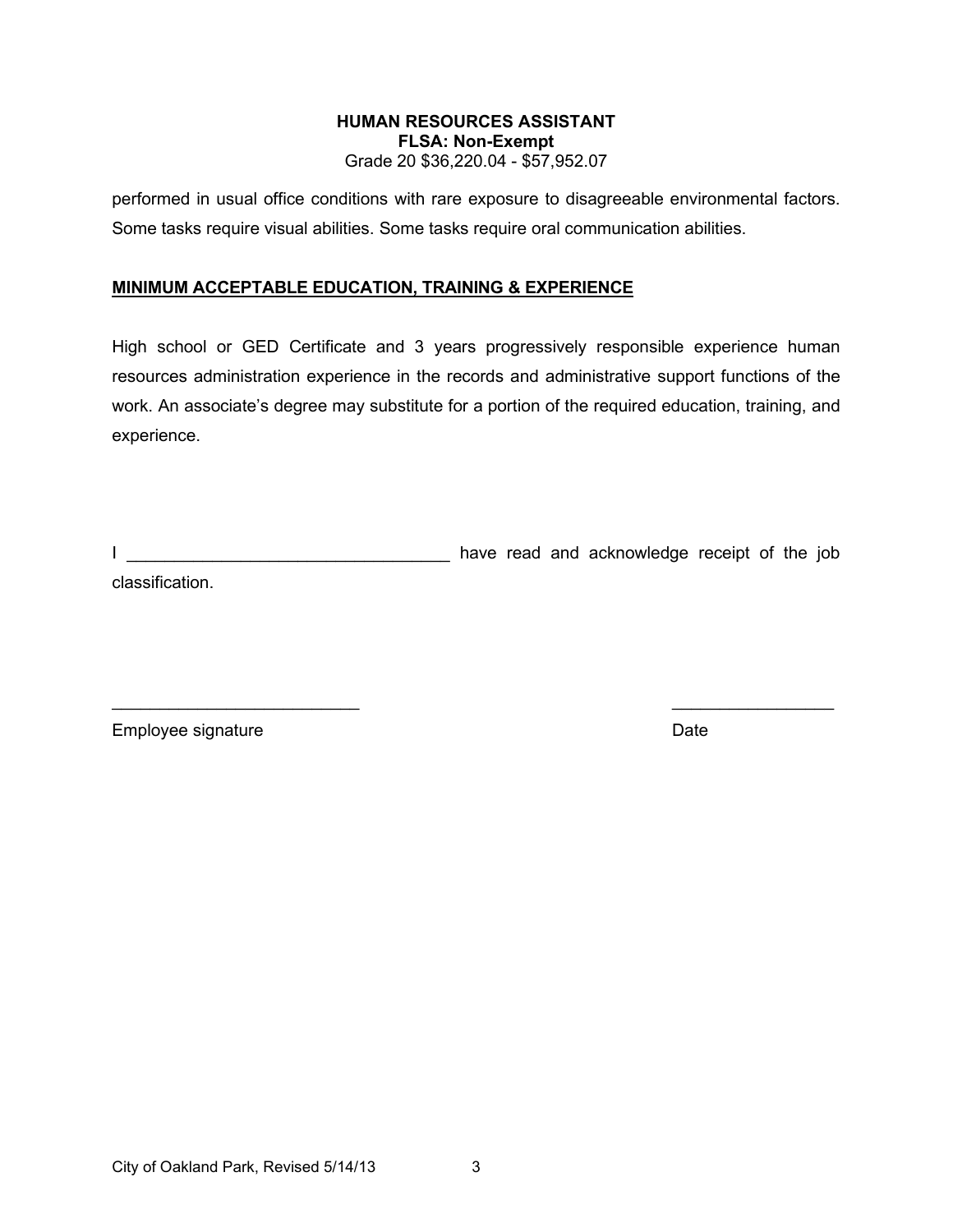performed in usual office conditions with rare exposure to disagreeable environmental factors. Some tasks require visual abilities. Some tasks require oral communication abilities.

## MINIMUM ACCEPTABLE EDUCATION, TRAINING & EXPERIENCE

High school or GED Certificate and 3 years progressively responsible experience human resources administration experience in the records and administrative support functions of the work. An associate's degree may substitute for a portion of the required education, training, and experience.

I _________________________________ have read and acknowledge receipt of the job classification.

__________________________ _________________

Employee signature Date